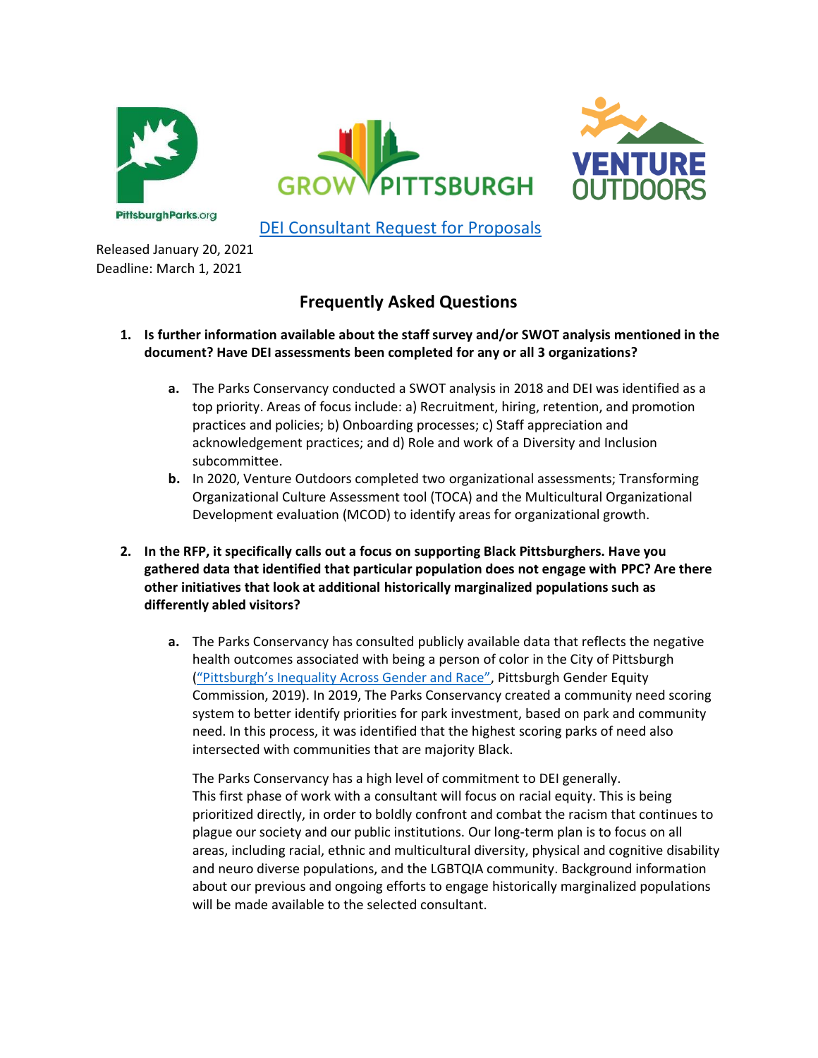[DEI Consultant Request for Proposals](#)

Released January 20, 2021
Deadline: March 1, 2021

## Frequently Asked Questions

1. **Is further information available about the staff survey and/or SWOT analysis mentioned in the document? Have DEI assessments been completed for any or all 3 organizations?**

   a. The Parks Conservancy conducted a SWOT analysis in 2018 and DEI was identified as a top priority. Areas of focus include: a) Recruitment, hiring, retention, and promotion practices and policies; b) Onboarding processes; c) Staff appreciation and acknowledgement practices; and d) Role and work of a Diversity and Inclusion subcommittee.

   b. In 2020, Venture Outdoors completed two organizational assessments; Transforming Organizational Culture Assessment tool (TOCA) and the Multicultural Organizational Development evaluation (MCOD) to identify areas for organizational growth.

2. **In the RFP, it specifically calls out a focus on supporting Black Pittsburghers. Have you gathered data that identified that particular population does not engage with PPC? Are there other initiatives that look at additional historically marginalized populations such as differently abled visitors?**

   a. The Parks Conservancy has consulted publicly available data that reflects the negative health outcomes associated with being a person of color in the City of Pittsburgh (["Pittsburgh's Inequality Across Gender and Race"](#), Pittsburgh Gender Equity Commission, 2019). In 2019, The Parks Conservancy created a community need scoring system to better identify priorities for park investment, based on park and community need. In this process, it was identified that the highest scoring parks of need also intersected with communities that are majority Black.

      The Parks Conservancy has a high level of commitment to DEI generally. This first phase of work with a consultant will focus on racial equity. This is being prioritized directly, in order to boldly confront and combat the racism that continues to plague our society and our public institutions. Our long-term plan is to focus on all areas, including racial, ethnic and multicultural diversity, physical and cognitive disability and neuro diverse populations, and the LGBTQIA community. Background information about our previous and ongoing efforts to engage historically marginalized populations will be made available to the selected consultant.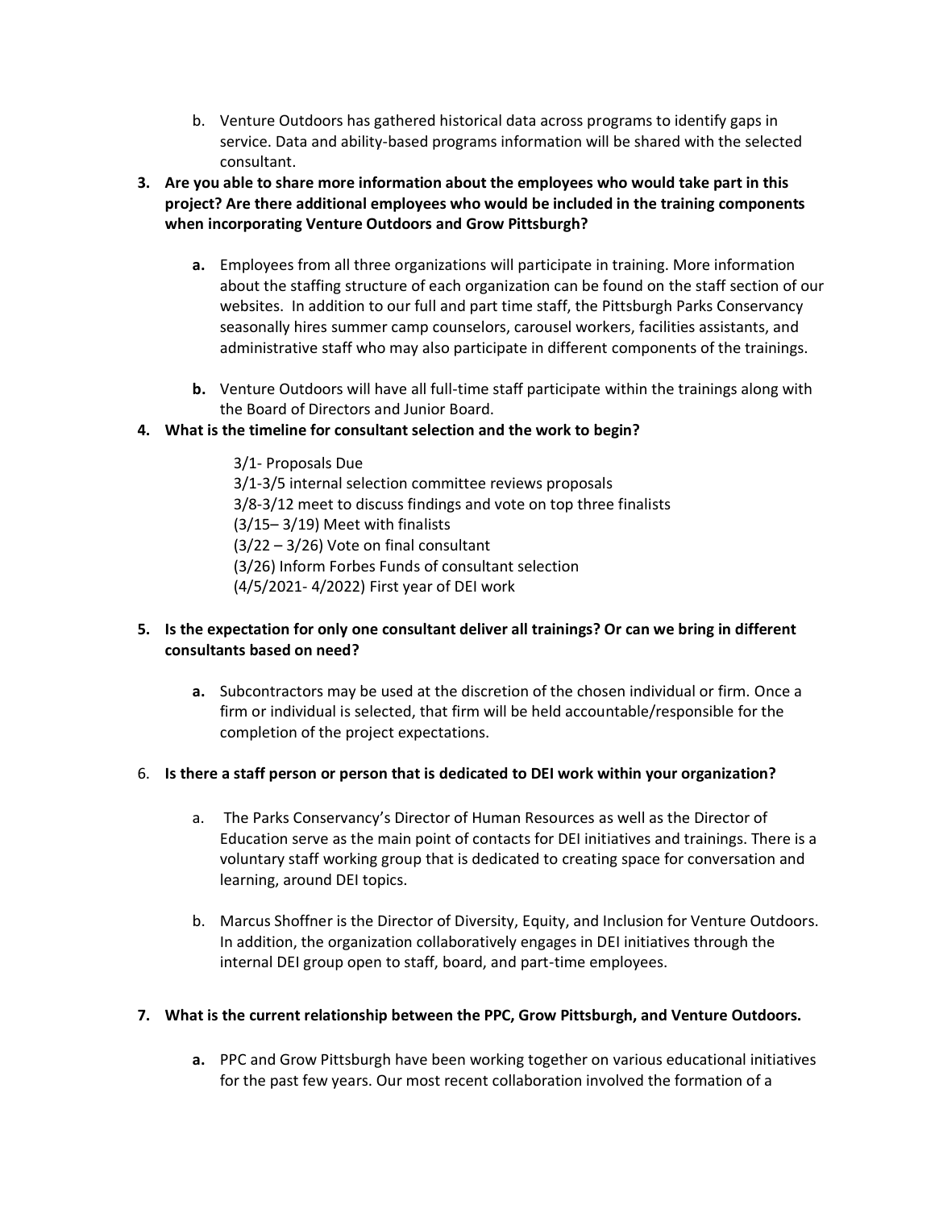b. Venture Outdoors has gathered historical data across programs to identify gaps in service. Data and ability-based programs information will be shared with the selected consultant.

3. **Are you able to share more information about the employees who would take part in this project? Are there additional employees who would be included in the training components when incorporating Venture Outdoors and Grow Pittsburgh?**

   **a.** Employees from all three organizations will participate in training. More information about the staffing structure of each organization can be found on the staff section of our websites. In addition to our full and part time staff, the Pittsburgh Parks Conservancy seasonally hires summer camp counselors, carousel workers, facilities assistants, and administrative staff who may also participate in different components of the trainings.

   **b.** Venture Outdoors will have all full-time staff participate within the trainings along with the Board of Directors and Junior Board.

4. **What is the timeline for consultant selection and the work to begin?**

   3/1- Proposals Due
   3/1-3/5 internal selection committee reviews proposals
   3/8-3/12 meet to discuss findings and vote on top three finalists
   (3/15– 3/19) Meet with finalists
   (3/22 – 3/26) Vote on final consultant
   (3/26) Inform Forbes Funds of consultant selection
   (4/5/2021- 4/2022) First year of DEI work

5. **Is the expectation for only one consultant deliver all trainings? Or can we bring in different consultants based on need?**

   **a.** Subcontractors may be used at the discretion of the chosen individual or firm. Once a firm or individual is selected, that firm will be held accountable/responsible for the completion of the project expectations.

6. **Is there a staff person or person that is dedicated to DEI work within your organization?**

   a. The Parks Conservancy's Director of Human Resources as well as the Director of Education serve as the main point of contacts for DEI initiatives and trainings. There is a voluntary staff working group that is dedicated to creating space for conversation and learning, around DEI topics.

   b. Marcus Shoffner is the Director of Diversity, Equity, and Inclusion for Venture Outdoors. In addition, the organization collaboratively engages in DEI initiatives through the internal DEI group open to staff, board, and part-time employees.

7. **What is the current relationship between the PPC, Grow Pittsburgh, and Venture Outdoors.**

   **a.** PPC and Grow Pittsburgh have been working together on various educational initiatives for the past few years. Our most recent collaboration involved the formation of a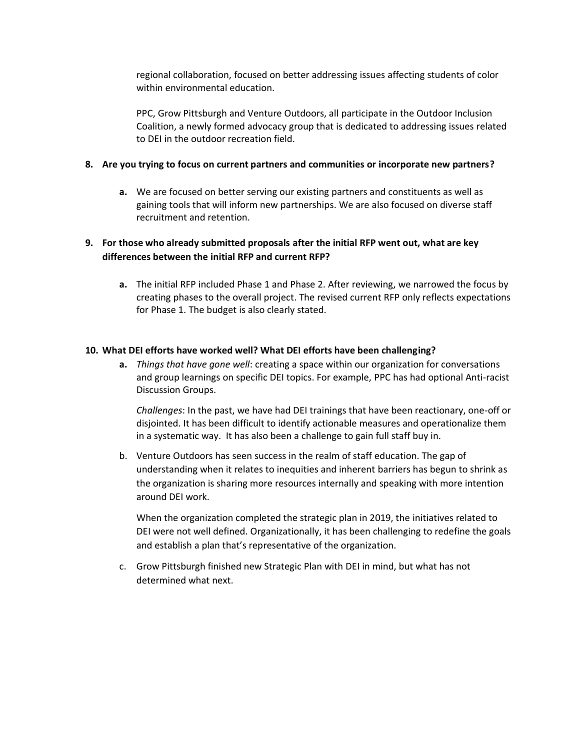regional collaboration, focused on better addressing issues affecting students of color within environmental education.

PPC, Grow Pittsburgh and Venture Outdoors, all participate in the Outdoor Inclusion Coalition, a newly formed advocacy group that is dedicated to addressing issues related to DEI in the outdoor recreation field.

**8. Are you trying to focus on current partners and communities or incorporate new partners?**

**a.** We are focused on better serving our existing partners and constituents as well as gaining tools that will inform new partnerships. We are also focused on diverse staff recruitment and retention.

**9. For those who already submitted proposals after the initial RFP went out, what are key differences between the initial RFP and current RFP?**

**a.** The initial RFP included Phase 1 and Phase 2. After reviewing, we narrowed the focus by creating phases to the overall project. The revised current RFP only reflects expectations for Phase 1. The budget is also clearly stated.

**10. What DEI efforts have worked well? What DEI efforts have been challenging?**

**a.** *Things that have gone well*: creating a space within our organization for conversations and group learnings on specific DEI topics. For example, PPC has had optional Anti-racist Discussion Groups.

*Challenges*: In the past, we have had DEI trainings that have been reactionary, one-off or disjointed. It has been difficult to identify actionable measures and operationalize them in a systematic way. It has also been a challenge to gain full staff buy in.

b. Venture Outdoors has seen success in the realm of staff education. The gap of understanding when it relates to inequities and inherent barriers has begun to shrink as the organization is sharing more resources internally and speaking with more intention around DEI work.

When the organization completed the strategic plan in 2019, the initiatives related to DEI were not well defined. Organizationally, it has been challenging to redefine the goals and establish a plan that's representative of the organization.

c. Grow Pittsburgh finished new Strategic Plan with DEI in mind, but what has not determined what next.